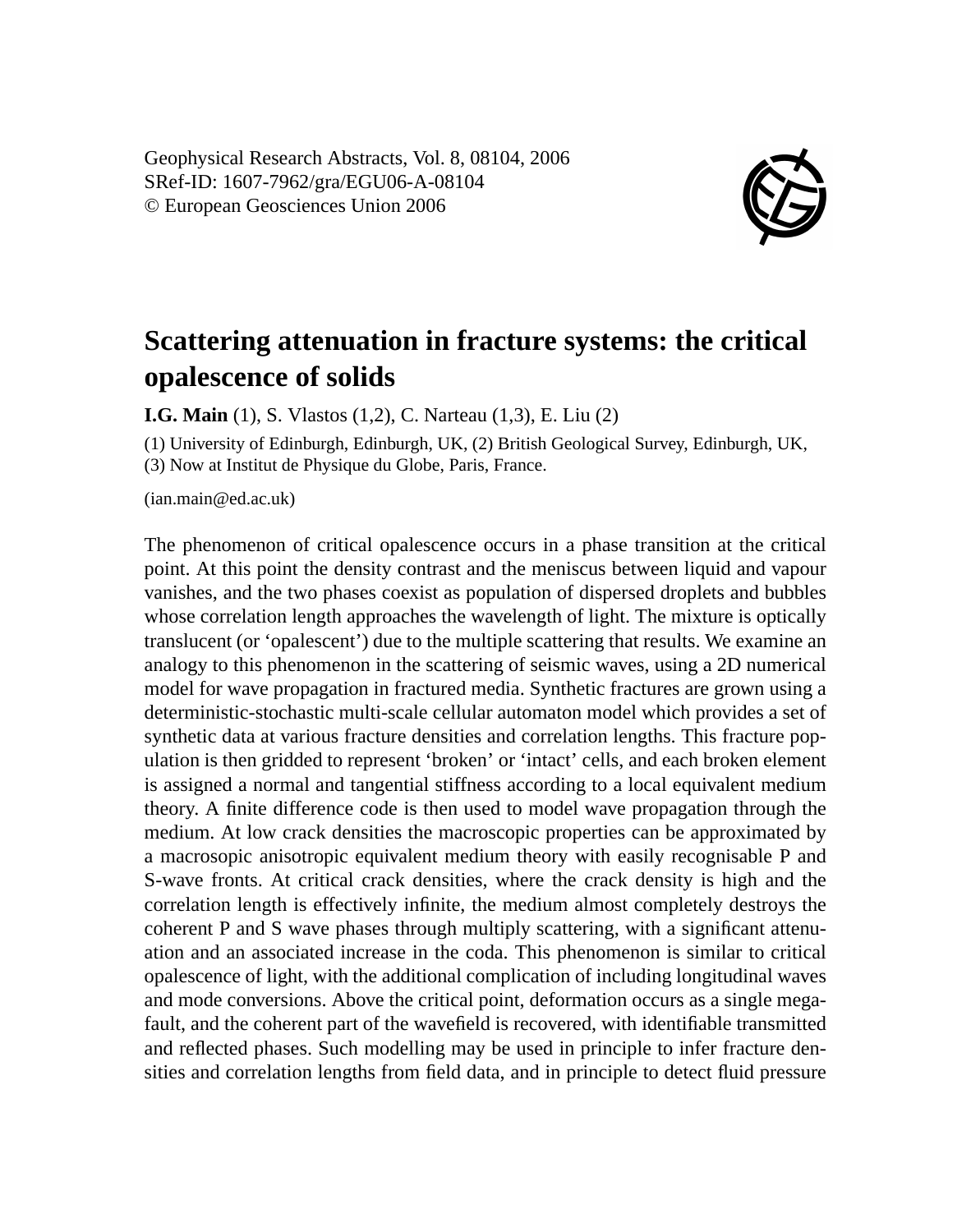Geophysical Research Abstracts, Vol. 8, 08104, 2006
SRef-ID: 1607-7962/gra/EGU06-A-08104
© European Geosciences Union 2006

# Scattering attenuation in fracture systems: the critical opalescence of solids

**I.G. Main** (1), S. Vlastos (1,2), C. Narteau (1,3), E. Liu (2)

(1) University of Edinburgh, Edinburgh, UK, (2) British Geological Survey, Edinburgh, UK, (3) Now at Institut de Physique du Globe, Paris, France.

(ian.main@ed.ac.uk)

The phenomenon of critical opalescence occurs in a phase transition at the critical point. At this point the density contrast and the meniscus between liquid and vapour vanishes, and the two phases coexist as population of dispersed droplets and bubbles whose correlation length approaches the wavelength of light. The mixture is optically translucent (or 'opalescent') due to the multiple scattering that results. We examine an analogy to this phenomenon in the scattering of seismic waves, using a 2D numerical model for wave propagation in fractured media. Synthetic fractures are grown using a deterministic-stochastic multi-scale cellular automaton model which provides a set of synthetic data at various fracture densities and correlation lengths. This fracture population is then gridded to represent 'broken' or 'intact' cells, and each broken element is assigned a normal and tangential stiffness according to a local equivalent medium theory. A finite difference code is then used to model wave propagation through the medium. At low crack densities the macroscopic properties can be approximated by a macrosopic anisotropic equivalent medium theory with easily recognisable P and S-wave fronts. At critical crack densities, where the crack density is high and the correlation length is effectively infinite, the medium almost completely destroys the coherent P and S wave phases through multiply scattering, with a significant attenuation and an associated increase in the coda. This phenomenon is similar to critical opalescence of light, with the additional complication of including longitudinal waves and mode conversions. Above the critical point, deformation occurs as a single mega-fault, and the coherent part of the wavefield is recovered, with identifiable transmitted and reflected phases. Such modelling may be used in principle to infer fracture densities and correlation lengths from field data, and in principle to detect fluid pressure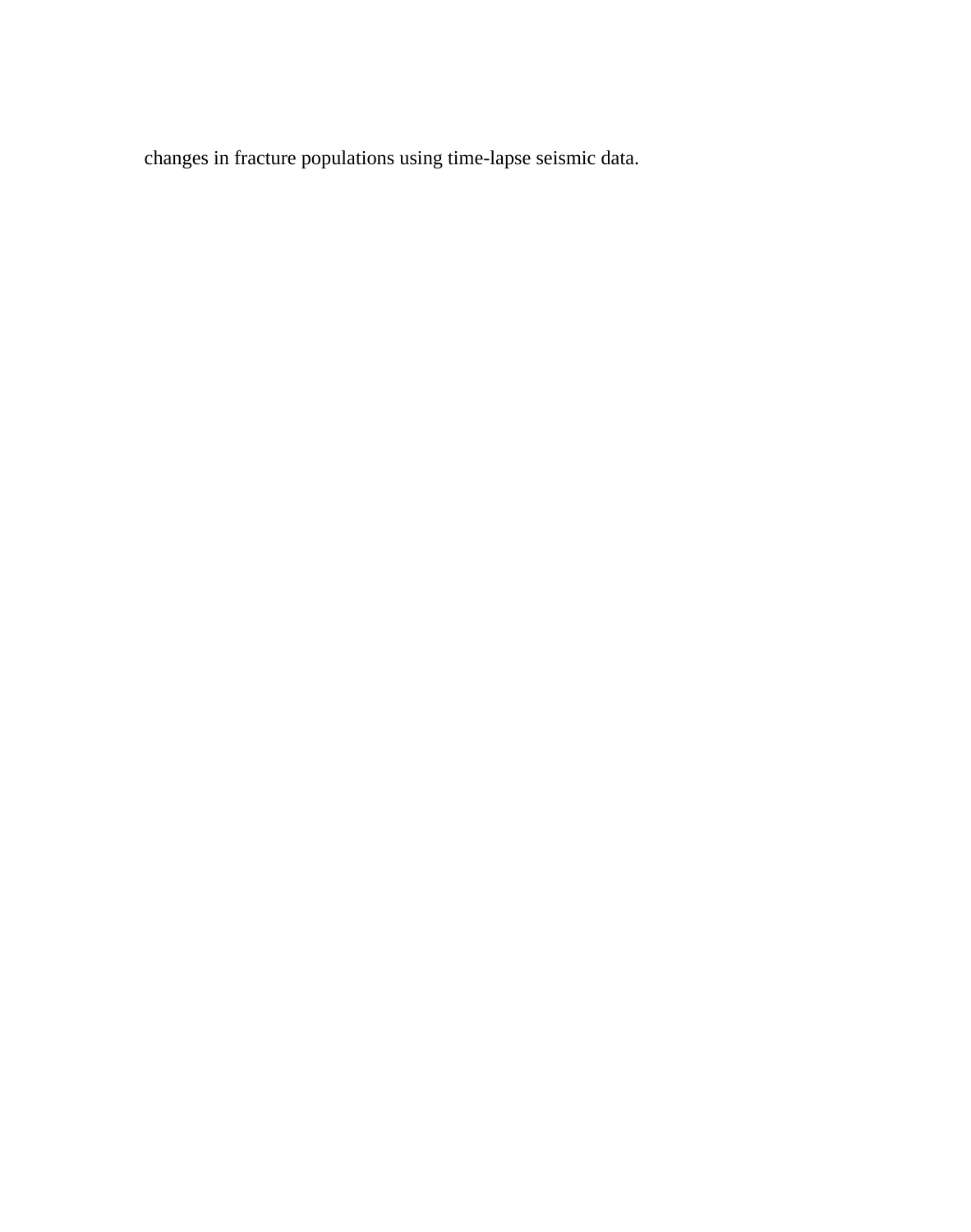changes in fracture populations using time-lapse seismic data.